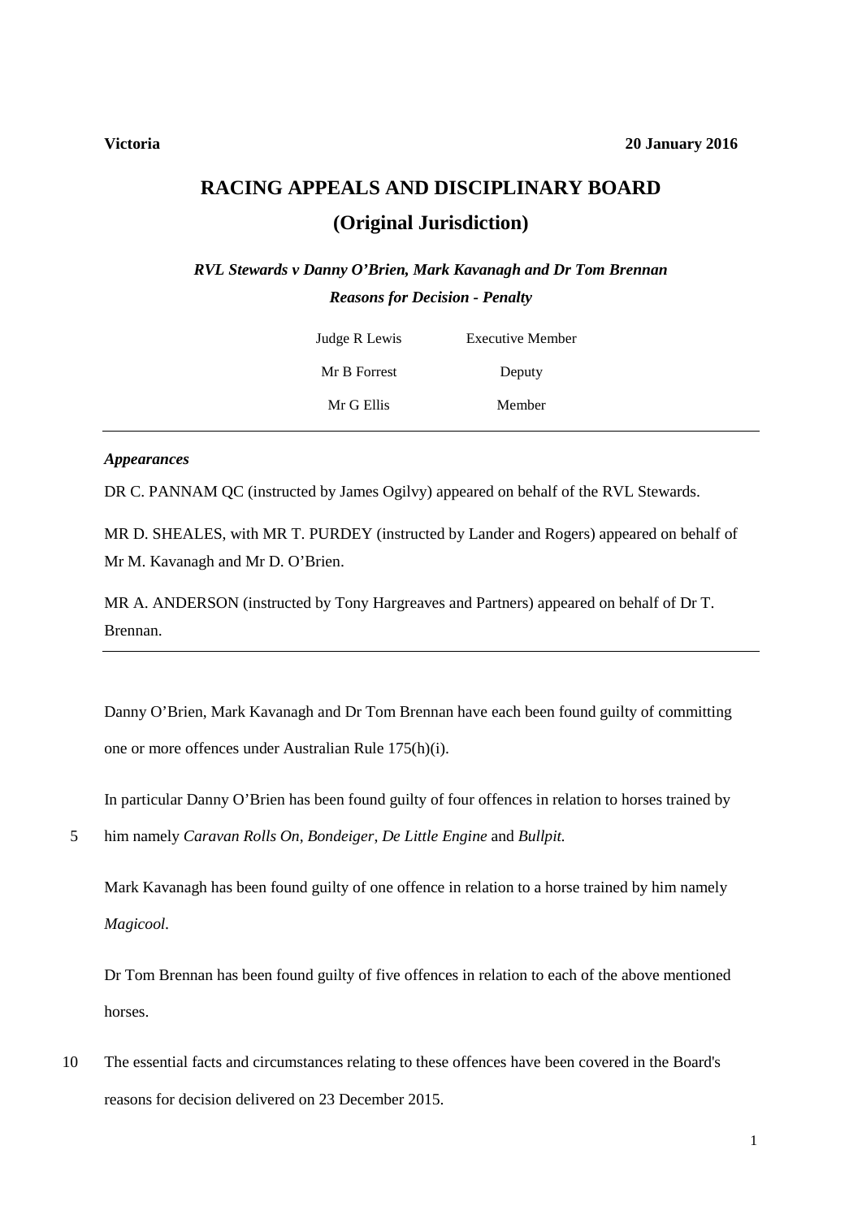**Victoria** **20 January 2016**

# RACING APPEALS AND DISCIPLINARY BOARD

## (Original Jurisdiction)

***RVL Stewards v Danny O'Brien, Mark Kavanagh and Dr Tom Brennan***

***Reasons for Decision - Penalty***

| | |
|---|---|
| Judge R Lewis | Executive Member |
| Mr B Forrest | Deputy |
| Mr G Ellis | Member |

---

***Appearances***

DR C. PANNAM QC (instructed by James Ogilvy) appeared on behalf of the RVL Stewards.

MR D. SHEALES, with MR T. PURDEY (instructed by Lander and Rogers) appeared on behalf of Mr M. Kavanagh and Mr D. O'Brien.

MR A. ANDERSON (instructed by Tony Hargreaves and Partners) appeared on behalf of Dr T. Brennan.

---

Danny O'Brien, Mark Kavanagh and Dr Tom Brennan have each been found guilty of committing one or more offences under Australian Rule 175(h)(i).

In particular Danny O'Brien has been found guilty of four offences in relation to horses trained by
5 him namely *Caravan Rolls On*, *Bondeiger*, *De Little Engine* and *Bullpit.*

Mark Kavanagh has been found guilty of one offence in relation to a horse trained by him namely *Magicool*.

Dr Tom Brennan has been found guilty of five offences in relation to each of the above mentioned horses.

10 The essential facts and circumstances relating to these offences have been covered in the Board's reasons for decision delivered on 23 December 2015.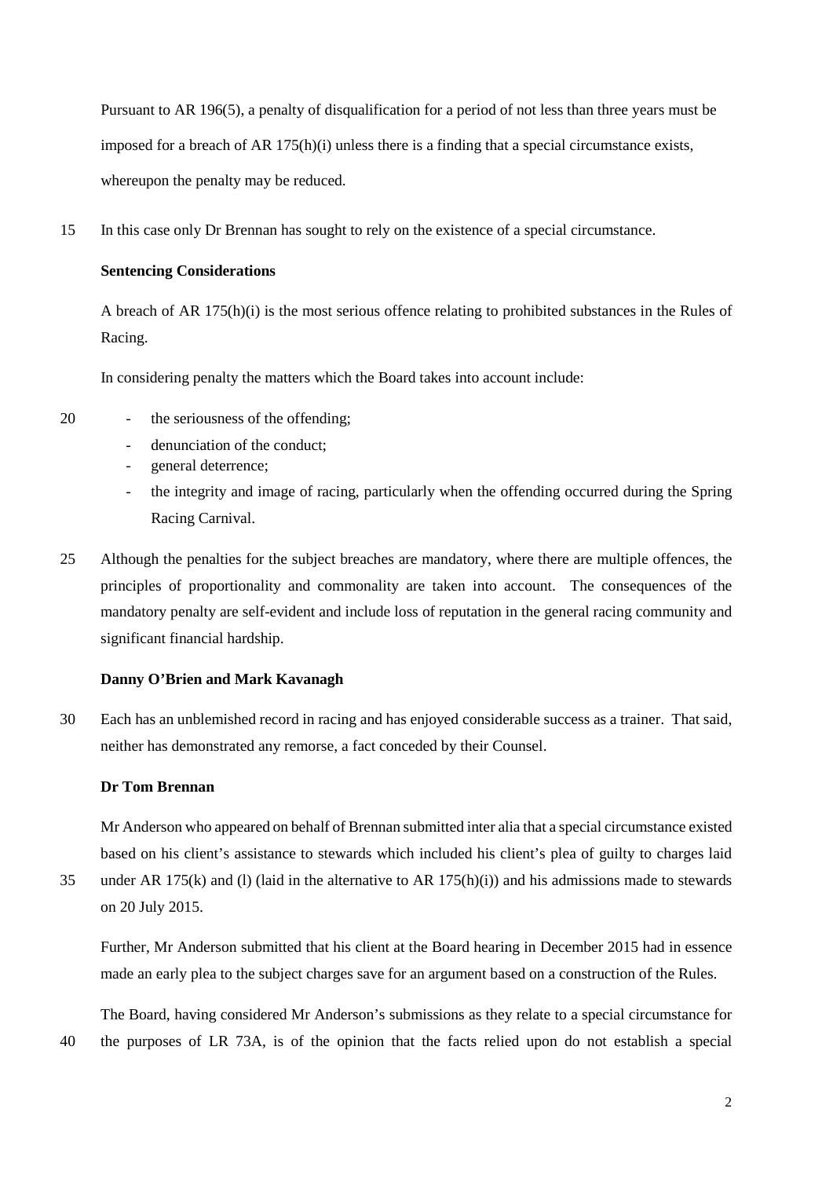Pursuant to AR 196(5), a penalty of disqualification for a period of not less than three years must be imposed for a breach of AR 175(h)(i) unless there is a finding that a special circumstance exists, whereupon the penalty may be reduced.

In this case only Dr Brennan has sought to rely on the existence of a special circumstance.

**Sentencing Considerations**

A breach of AR 175(h)(i) is the most serious offence relating to prohibited substances in the Rules of Racing.

In considering penalty the matters which the Board takes into account include:

- the seriousness of the offending;
- denunciation of the conduct;
- general deterrence;
- the integrity and image of racing, particularly when the offending occurred during the Spring Racing Carnival.

Although the penalties for the subject breaches are mandatory, where there are multiple offences, the principles of proportionality and commonality are taken into account. The consequences of the mandatory penalty are self-evident and include loss of reputation in the general racing community and significant financial hardship.

**Danny O'Brien and Mark Kavanagh**

Each has an unblemished record in racing and has enjoyed considerable success as a trainer. That said, neither has demonstrated any remorse, a fact conceded by their Counsel.

**Dr Tom Brennan**

Mr Anderson who appeared on behalf of Brennan submitted inter alia that a special circumstance existed based on his client's assistance to stewards which included his client's plea of guilty to charges laid under AR 175(k) and (l) (laid in the alternative to AR 175(h)(i)) and his admissions made to stewards on 20 July 2015.

Further, Mr Anderson submitted that his client at the Board hearing in December 2015 had in essence made an early plea to the subject charges save for an argument based on a construction of the Rules.

The Board, having considered Mr Anderson's submissions as they relate to a special circumstance for the purposes of LR 73A, is of the opinion that the facts relied upon do not establish a special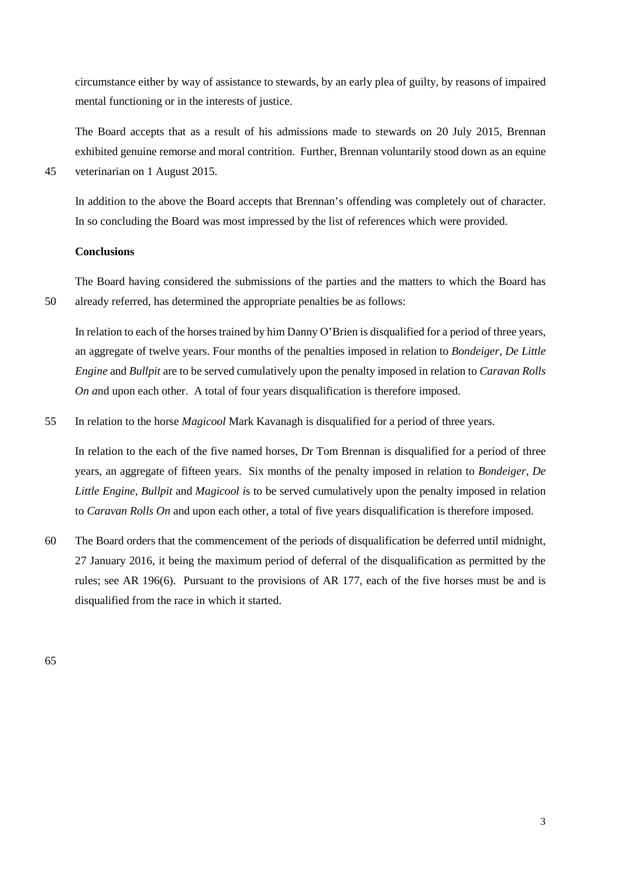circumstance either by way of assistance to stewards, by an early plea of guilty, by reasons of impaired mental functioning or in the interests of justice.

The Board accepts that as a result of his admissions made to stewards on 20 July 2015, Brennan exhibited genuine remorse and moral contrition. Further, Brennan voluntarily stood down as an equine veterinarian on 1 August 2015.

In addition to the above the Board accepts that Brennan's offending was completely out of character. In so concluding the Board was most impressed by the list of references which were provided.

**Conclusions**

The Board having considered the submissions of the parties and the matters to which the Board has already referred, has determined the appropriate penalties be as follows:

In relation to each of the horses trained by him Danny O'Brien is disqualified for a period of three years, an aggregate of twelve years. Four months of the penalties imposed in relation to *Bondeiger, De Little Engine* and *Bullpit* are to be served cumulatively upon the penalty imposed in relation to *Caravan Rolls On a*nd upon each other. A total of four years disqualification is therefore imposed.

In relation to the horse *Magicool* Mark Kavanagh is disqualified for a period of three years.

In relation to the each of the five named horses, Dr Tom Brennan is disqualified for a period of three years, an aggregate of fifteen years. Six months of the penalty imposed in relation to *Bondeiger, De Little Engine, Bullpit* and *Magicool i*s to be served cumulatively upon the penalty imposed in relation to *Caravan Rolls On* and upon each other, a total of five years disqualification is therefore imposed.

The Board orders that the commencement of the periods of disqualification be deferred until midnight, 27 January 2016, it being the maximum period of deferral of the disqualification as permitted by the rules; see AR 196(6). Pursuant to the provisions of AR 177, each of the five horses must be and is disqualified from the race in which it started.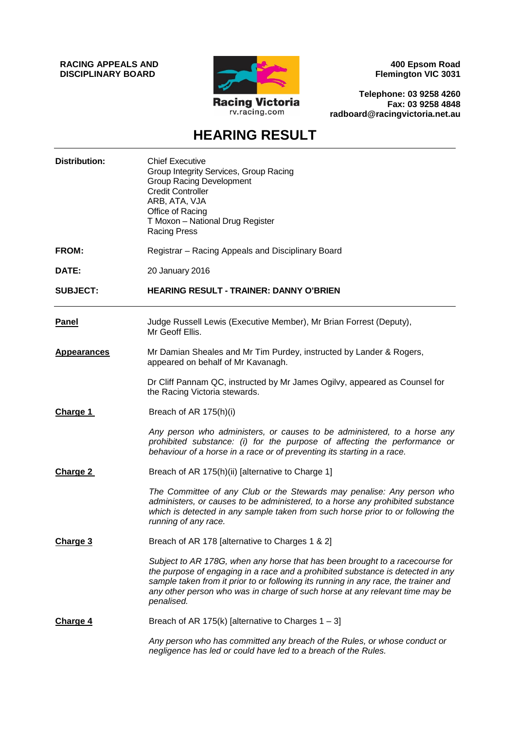**RACING APPEALS AND DISCIPLINARY BOARD**

Racing Victoria
rv.racing.com

**400 Epsom Road**
**Flemington VIC 3031**

**Telephone: 03 9258 4260**
**Fax: 03 9258 4848**
**radboard@racingvictoria.net.au**

# HEARING RESULT

| | |
|---|---|
| **Distribution:** | Chief Executive<br>Group Integrity Services, Group Racing<br>Group Racing Development<br>Credit Controller<br>ARB, ATA, VJA<br>Office of Racing<br>T Moxon – National Drug Register<br>Racing Press |
| **FROM:** | Registrar – Racing Appeals and Disciplinary Board |
| **DATE:** | 20 January 2016 |
| **SUBJECT:** | **HEARING RESULT - TRAINER: DANNY O'BRIEN** |

**Panel**

Judge Russell Lewis (Executive Member), Mr Brian Forrest (Deputy), Mr Geoff Ellis.

**Appearances**

Mr Damian Sheales and Mr Tim Purdey, instructed by Lander & Rogers, appeared on behalf of Mr Kavanagh.

Dr Cliff Pannam QC, instructed by Mr James Ogilvy, appeared as Counsel for the Racing Victoria stewards.

**Charge 1**

Breach of AR 175(h)(i)

*Any person who administers, or causes to be administered, to a horse any prohibited substance: (i) for the purpose of affecting the performance or behaviour of a horse in a race or of preventing its starting in a race.*

**Charge 2**

Breach of AR 175(h)(ii) [alternative to Charge 1]

*The Committee of any Club or the Stewards may penalise: Any person who administers, or causes to be administered, to a horse any prohibited substance which is detected in any sample taken from such horse prior to or following the running of any race.*

**Charge 3**

Breach of AR 178 [alternative to Charges 1 & 2]

*Subject to AR 178G, when any horse that has been brought to a racecourse for the purpose of engaging in a race and a prohibited substance is detected in any sample taken from it prior to or following its running in any race, the trainer and any other person who was in charge of such horse at any relevant time may be penalised.*

**Charge 4**

Breach of AR 175(k) [alternative to Charges 1 – 3]

*Any person who has committed any breach of the Rules, or whose conduct or negligence has led or could have led to a breach of the Rules.*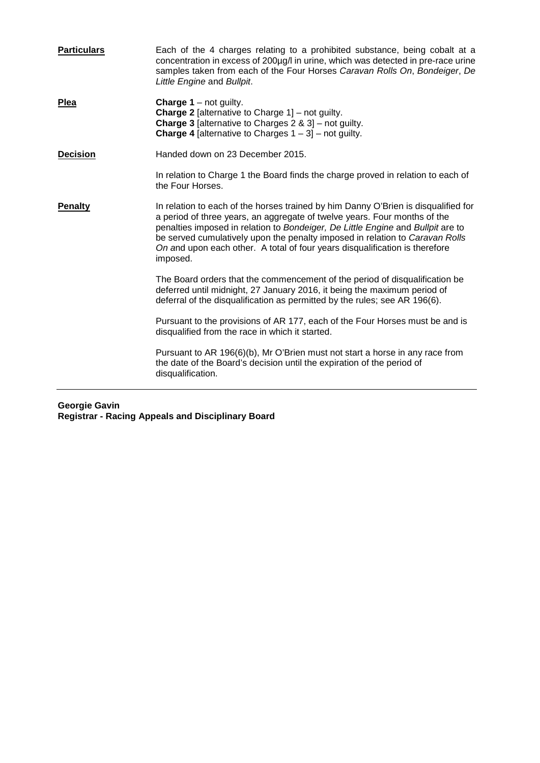**Particulars** Each of the 4 charges relating to a prohibited substance, being cobalt at a concentration in excess of 200µg/l in urine, which was detected in pre-race urine samples taken from each of the Four Horses *Caravan Rolls On*, *Bondeiger*, *De Little Engine* and *Bullpit*.

**Plea** **Charge 1** – not guilty.
**Charge 2** [alternative to Charge 1] – not guilty.
**Charge 3** [alternative to Charges 2 & 3] – not guilty.
**Charge 4** [alternative to Charges 1 – 3] – not guilty.

**Decision** Handed down on 23 December 2015.

In relation to Charge 1 the Board finds the charge proved in relation to each of the Four Horses.

**Penalty** In relation to each of the horses trained by him Danny O'Brien is disqualified for a period of three years, an aggregate of twelve years. Four months of the penalties imposed in relation to *Bondeiger, De Little Engine* and *Bullpit* are to be served cumulatively upon the penalty imposed in relation to *Caravan Rolls On* and upon each other. A total of four years disqualification is therefore imposed.

The Board orders that the commencement of the period of disqualification be deferred until midnight, 27 January 2016, it being the maximum period of deferral of the disqualification as permitted by the rules; see AR 196(6).

Pursuant to the provisions of AR 177, each of the Four Horses must be and is disqualified from the race in which it started.

Pursuant to AR 196(6)(b), Mr O'Brien must not start a horse in any race from the date of the Board's decision until the expiration of the period of disqualification.

---

**Georgie Gavin**
**Registrar - Racing Appeals and Disciplinary Board**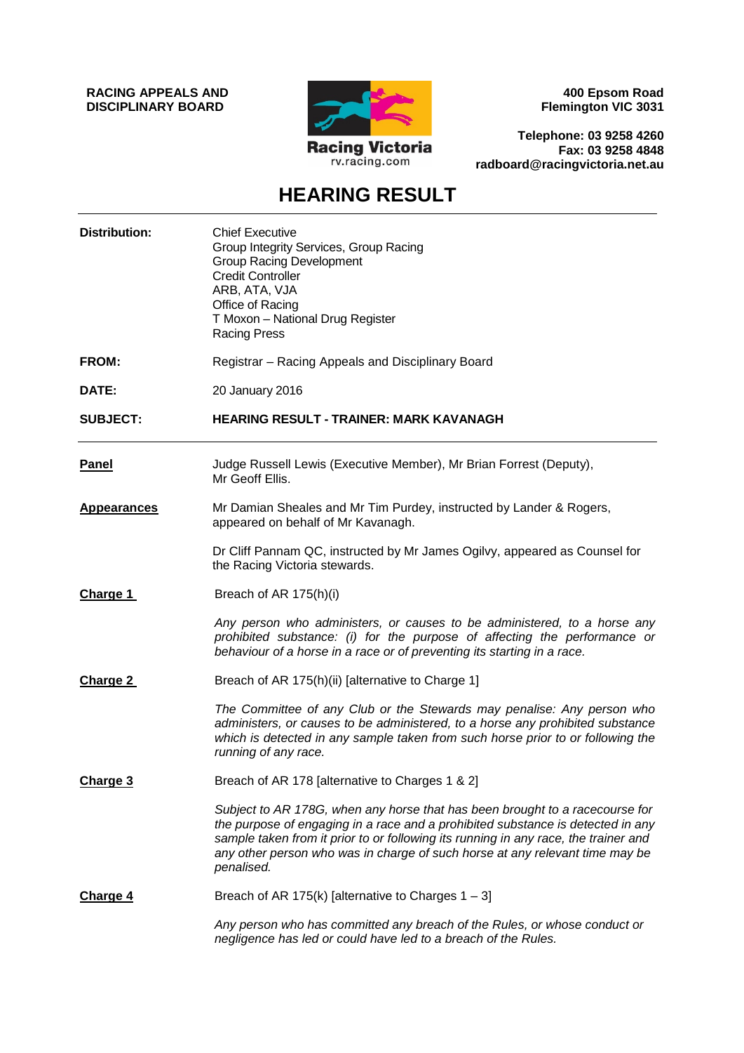**RACING APPEALS AND DISCIPLINARY BOARD**

400 Epsom Road
Flemington VIC 3031

Telephone: 03 9258 4260
Fax: 03 9258 4848
radboard@racingvictoria.net.au

# HEARING RESULT

| | |
|---|---|
| **Distribution:** | Chief Executive<br>Group Integrity Services, Group Racing<br>Group Racing Development<br>Credit Controller<br>ARB, ATA, VJA<br>Office of Racing<br>T Moxon – National Drug Register<br>Racing Press |
| **FROM:** | Registrar – Racing Appeals and Disciplinary Board |
| **DATE:** | 20 January 2016 |
| **SUBJECT:** | **HEARING RESULT - TRAINER: MARK KAVANAGH** |

**Panel**

Judge Russell Lewis (Executive Member), Mr Brian Forrest (Deputy), Mr Geoff Ellis.

**Appearances**

Mr Damian Sheales and Mr Tim Purdey, instructed by Lander & Rogers, appeared on behalf of Mr Kavanagh.

Dr Cliff Pannam QC, instructed by Mr James Ogilvy, appeared as Counsel for the Racing Victoria stewards.

**Charge 1**

Breach of AR 175(h)(i)

*Any person who administers, or causes to be administered, to a horse any prohibited substance: (i) for the purpose of affecting the performance or behaviour of a horse in a race or of preventing its starting in a race.*

**Charge 2**

Breach of AR 175(h)(ii) [alternative to Charge 1]

*The Committee of any Club or the Stewards may penalise: Any person who administers, or causes to be administered, to a horse any prohibited substance which is detected in any sample taken from such horse prior to or following the running of any race.*

**Charge 3**

Breach of AR 178 [alternative to Charges 1 & 2]

*Subject to AR 178G, when any horse that has been brought to a racecourse for the purpose of engaging in a race and a prohibited substance is detected in any sample taken from it prior to or following its running in any race, the trainer and any other person who was in charge of such horse at any relevant time may be penalised.*

**Charge 4**

Breach of AR 175(k) [alternative to Charges 1 – 3]

*Any person who has committed any breach of the Rules, or whose conduct or negligence has led or could have led to a breach of the Rules.*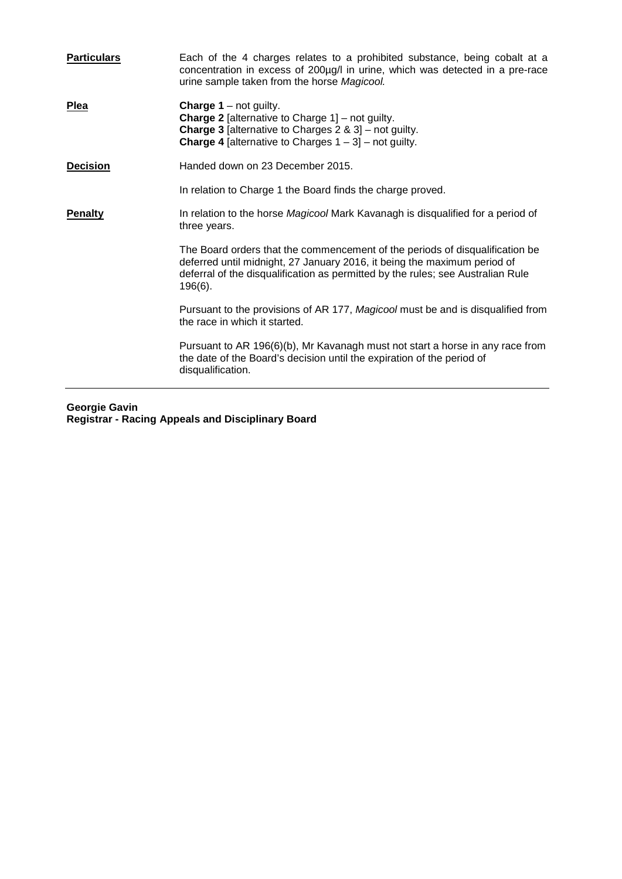**Particulars**

Each of the 4 charges relates to a prohibited substance, being cobalt at a concentration in excess of 200µg/l in urine, which was detected in a pre-race urine sample taken from the horse *Magicool.*

**Plea**

**Charge 1** – not guilty.
**Charge 2** [alternative to Charge 1] – not guilty.
**Charge 3** [alternative to Charges 2 & 3] – not guilty.
**Charge 4** [alternative to Charges 1 – 3] – not guilty.

**Decision**

Handed down on 23 December 2015.

In relation to Charge 1 the Board finds the charge proved.

**Penalty**

In relation to the horse *Magicool* Mark Kavanagh is disqualified for a period of three years.

The Board orders that the commencement of the periods of disqualification be deferred until midnight, 27 January 2016, it being the maximum period of deferral of the disqualification as permitted by the rules; see Australian Rule 196(6).

Pursuant to the provisions of AR 177, *Magicool* must be and is disqualified from the race in which it started.

Pursuant to AR 196(6)(b), Mr Kavanagh must not start a horse in any race from the date of the Board's decision until the expiration of the period of disqualification.

---

**Georgie Gavin**
**Registrar - Racing Appeals and Disciplinary Board**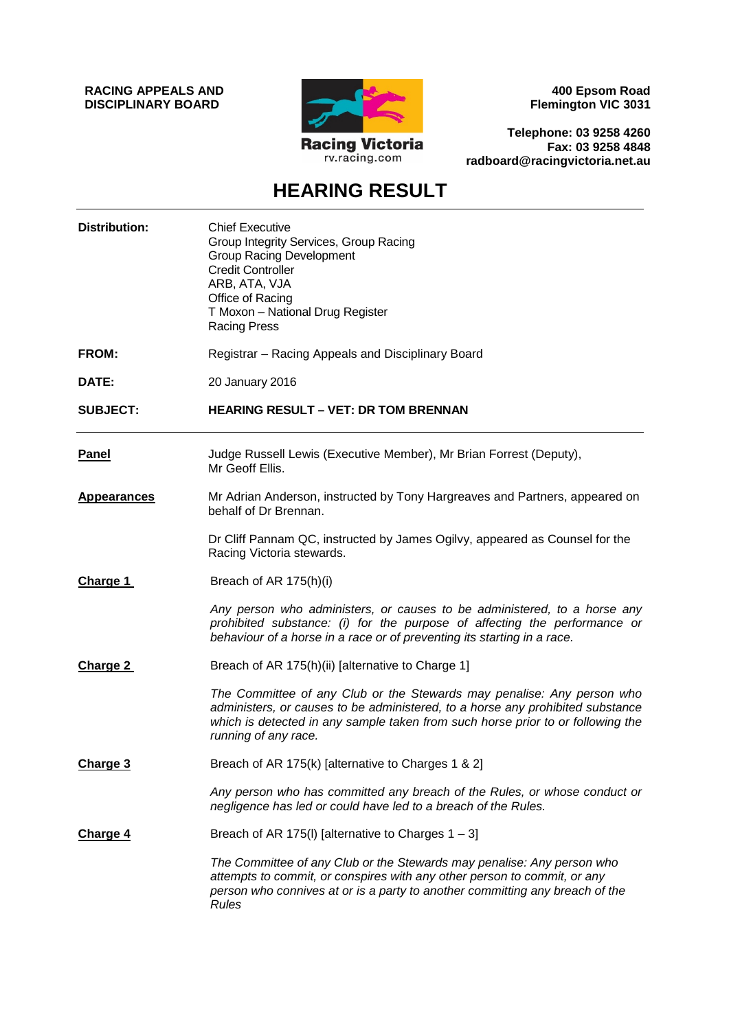**RACING APPEALS AND DISCIPLINARY BOARD**

400 Epsom Road
Flemington VIC 3031

Telephone: 03 9258 4260
Fax: 03 9258 4848
radboard@racingvictoria.net.au

# HEARING RESULT

| | |
|---|---|
| **Distribution:** | Chief Executive<br>Group Integrity Services, Group Racing<br>Group Racing Development<br>Credit Controller<br>ARB, ATA, VJA<br>Office of Racing<br>T Moxon – National Drug Register<br>Racing Press |
| **FROM:** | Registrar – Racing Appeals and Disciplinary Board |
| **DATE:** | 20 January 2016 |
| **SUBJECT:** | **HEARING RESULT – VET: DR TOM BRENNAN** |

**Panel**

Judge Russell Lewis (Executive Member), Mr Brian Forrest (Deputy), Mr Geoff Ellis.

**Appearances**

Mr Adrian Anderson, instructed by Tony Hargreaves and Partners, appeared on behalf of Dr Brennan.

Dr Cliff Pannam QC, instructed by James Ogilvy, appeared as Counsel for the Racing Victoria stewards.

**Charge 1**

Breach of AR 175(h)(i)

*Any person who administers, or causes to be administered, to a horse any prohibited substance: (i) for the purpose of affecting the performance or behaviour of a horse in a race or of preventing its starting in a race.*

**Charge 2**

Breach of AR 175(h)(ii) [alternative to Charge 1]

*The Committee of any Club or the Stewards may penalise: Any person who administers, or causes to be administered, to a horse any prohibited substance which is detected in any sample taken from such horse prior to or following the running of any race.*

**Charge 3**

Breach of AR 175(k) [alternative to Charges 1 & 2]

*Any person who has committed any breach of the Rules, or whose conduct or negligence has led or could have led to a breach of the Rules.*

**Charge 4**

Breach of AR 175(l) [alternative to Charges 1 – 3]

*The Committee of any Club or the Stewards may penalise: Any person who attempts to commit, or conspires with any other person to commit, or any person who connives at or is a party to another committing any breach of the Rules*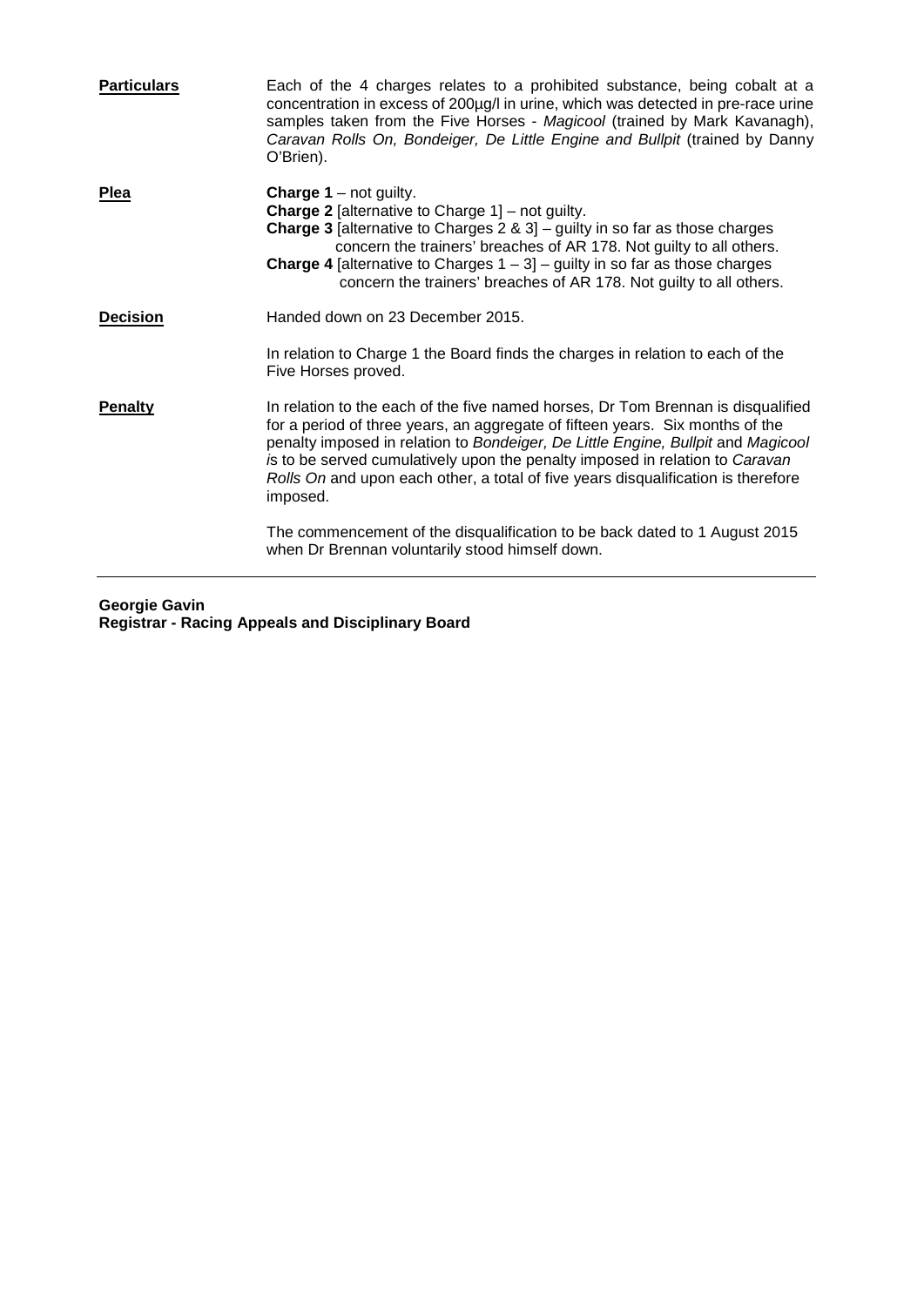| | |
|---|---|
| **Particulars** | Each of the 4 charges relates to a prohibited substance, being cobalt at a concentration in excess of 200µg/l in urine, which was detected in pre-race urine samples taken from the Five Horses - *Magicool* (trained by Mark Kavanagh), *Caravan Rolls On, Bondeiger, De Little Engine and Bullpit* (trained by Danny O'Brien). |
| **Plea** | **Charge 1** – not guilty.<br>**Charge 2** [alternative to Charge 1] – not guilty.<br>**Charge 3** [alternative to Charges 2 & 3] – guilty in so far as those charges concern the trainers' breaches of AR 178. Not guilty to all others.<br>**Charge 4** [alternative to Charges 1 – 3] – guilty in so far as those charges concern the trainers' breaches of AR 178. Not guilty to all others. |
| **Decision** | Handed down on 23 December 2015.<br><br>In relation to Charge 1 the Board finds the charges in relation to each of the Five Horses proved. |
| **Penalty** | In relation to the each of the five named horses, Dr Tom Brennan is disqualified for a period of three years, an aggregate of fifteen years. Six months of the penalty imposed in relation to *Bondeiger, De Little Engine, Bullpit* and *Magicool* is to be served cumulatively upon the penalty imposed in relation to *Caravan Rolls On* and upon each other, a total of five years disqualification is therefore imposed.<br><br>The commencement of the disqualification to be back dated to 1 August 2015 when Dr Brennan voluntarily stood himself down. |

**Georgie Gavin**
**Registrar - Racing Appeals and Disciplinary Board**